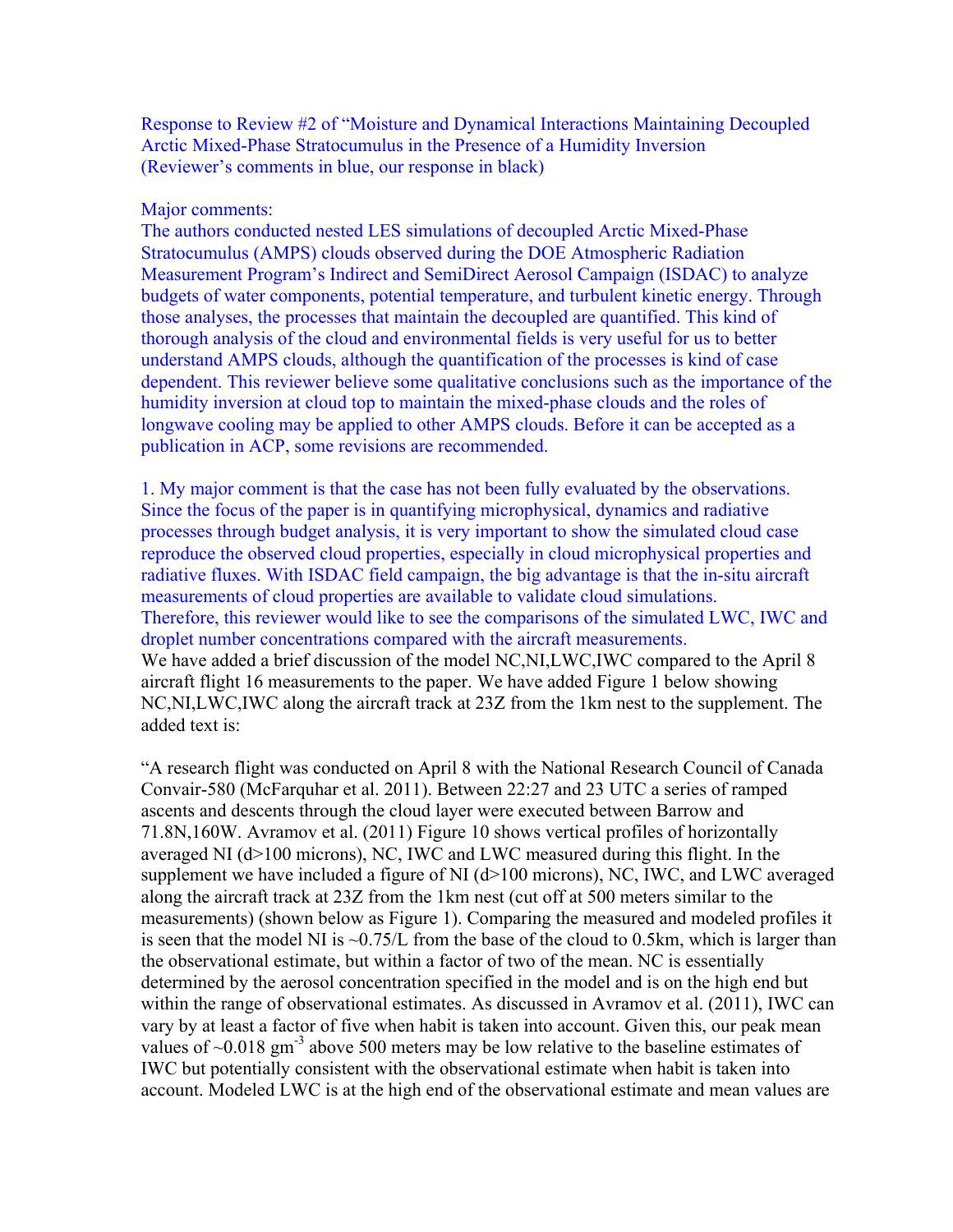Response to Review #2 of "Moisture and Dynamical Interactions Maintaining Decoupled Arctic Mixed-Phase Stratocumulus in the Presence of a Humidity Inversion
(Reviewer's comments in blue, our response in black)

Major comments:

The authors conducted nested LES simulations of decoupled Arctic Mixed-Phase Stratocumulus (AMPS) clouds observed during the DOE Atmospheric Radiation Measurement Program's Indirect and SemiDirect Aerosol Campaign (ISDAC) to analyze budgets of water components, potential temperature, and turbulent kinetic energy. Through those analyses, the processes that maintain the decoupled are quantified. This kind of thorough analysis of the cloud and environmental fields is very useful for us to better understand AMPS clouds, although the quantification of the processes is kind of case dependent. This reviewer believe some qualitative conclusions such as the importance of the humidity inversion at cloud top to maintain the mixed-phase clouds and the roles of longwave cooling may be applied to other AMPS clouds. Before it can be accepted as a publication in ACP, some revisions are recommended.

1. My major comment is that the case has not been fully evaluated by the observations. Since the focus of the paper is in quantifying microphysical, dynamics and radiative processes through budget analysis, it is very important to show the simulated cloud case reproduce the observed cloud properties, especially in cloud microphysical properties and radiative fluxes. With ISDAC field campaign, the big advantage is that the in-situ aircraft measurements of cloud properties are available to validate cloud simulations. Therefore, this reviewer would like to see the comparisons of the simulated LWC, IWC and droplet number concentrations compared with the aircraft measurements.

We have added a brief discussion of the model NC,NI,LWC,IWC compared to the April 8 aircraft flight 16 measurements to the paper. We have added Figure 1 below showing NC,NI,LWC,IWC along the aircraft track at 23Z from the 1km nest to the supplement. The added text is:

"A research flight was conducted on April 8 with the National Research Council of Canada Convair-580 (McFarquhar et al. 2011). Between 22:27 and 23 UTC a series of ramped ascents and descents through the cloud layer were executed between Barrow and 71.8N,160W. Avramov et al. (2011) Figure 10 shows vertical profiles of horizontally averaged NI (d>100 microns), NC, IWC and LWC measured during this flight. In the supplement we have included a figure of NI (d>100 microns), NC, IWC, and LWC averaged along the aircraft track at 23Z from the 1km nest (cut off at 500 meters similar to the measurements) (shown below as Figure 1). Comparing the measured and modeled profiles it is seen that the model NI is ~0.75/L from the base of the cloud to 0.5km, which is larger than the observational estimate, but within a factor of two of the mean. NC is essentially determined by the aerosol concentration specified in the model and is on the high end but within the range of observational estimates. As discussed in Avramov et al. (2011), IWC can vary by at least a factor of five when habit is taken into account. Given this, our peak mean values of ~0.018 $gm^{-3}$ above 500 meters may be low relative to the baseline estimates of IWC but potentially consistent with the observational estimate when habit is taken into account. Modeled LWC is at the high end of the observational estimate and mean values are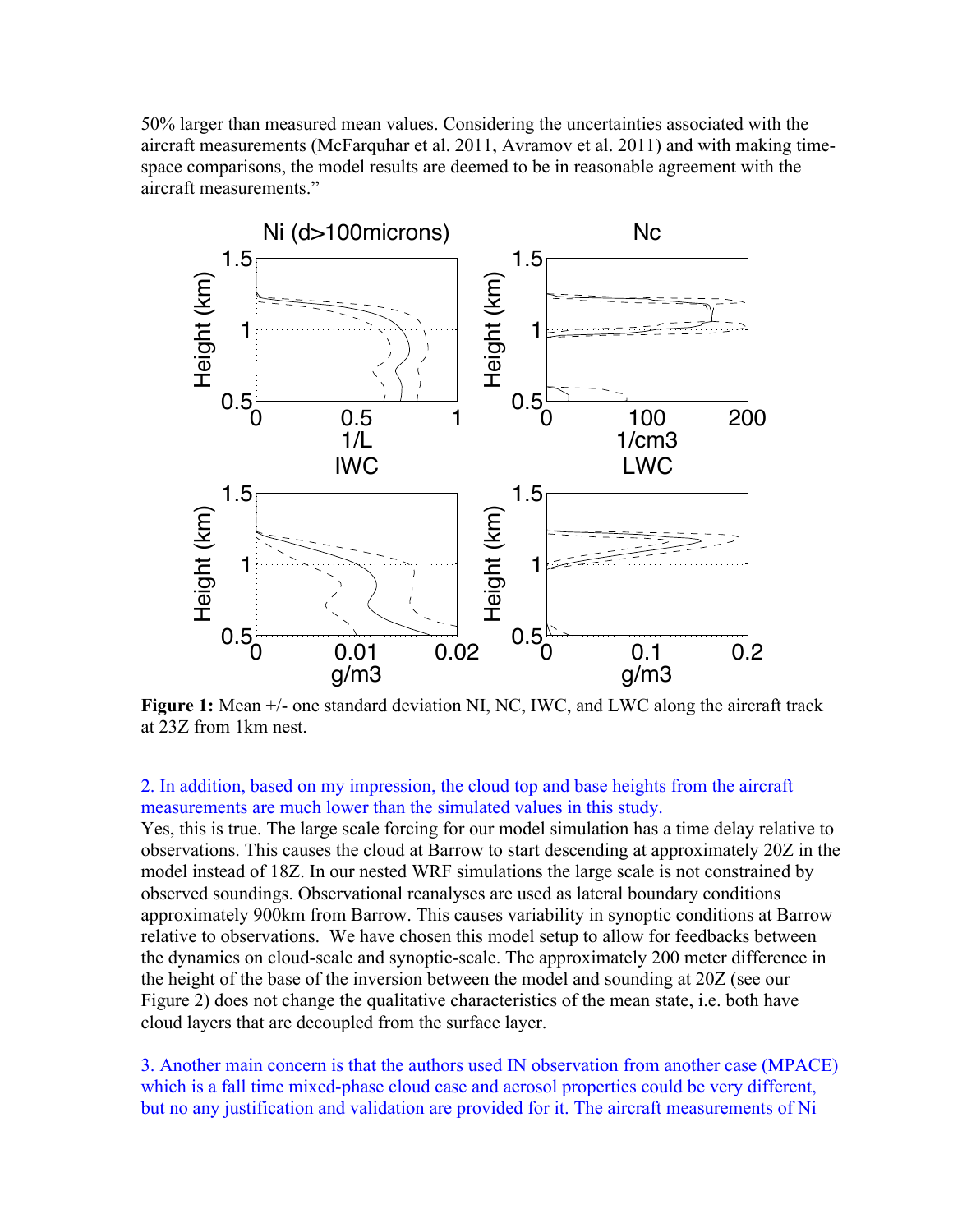50% larger than measured mean values. Considering the uncertainties associated with the aircraft measurements (McFarquhar et al. 2011, Avramov et al. 2011) and with making time-space comparisons, the model results are deemed to be in reasonable agreement with the aircraft measurements."

**Figure 1:** Mean +/- one standard deviation NI, NC, IWC, and LWC along the aircraft track at 23Z from 1km nest.

2. In addition, based on my impression, the cloud top and base heights from the aircraft measurements are much lower than the simulated values in this study.

Yes, this is true. The large scale forcing for our model simulation has a time delay relative to observations. This causes the cloud at Barrow to start descending at approximately 20Z in the model instead of 18Z. In our nested WRF simulations the large scale is not constrained by observed soundings. Observational reanalyses are used as lateral boundary conditions approximately 900km from Barrow. This causes variability in synoptic conditions at Barrow relative to observations. We have chosen this model setup to allow for feedbacks between the dynamics on cloud-scale and synoptic-scale. The approximately 200 meter difference in the height of the base of the inversion between the model and sounding at 20Z (see our Figure 2) does not change the qualitative characteristics of the mean state, i.e. both have cloud layers that are decoupled from the surface layer.

3. Another main concern is that the authors used IN observation from another case (MPACE) which is a fall time mixed-phase cloud case and aerosol properties could be very different, but no any justification and validation are provided for it. The aircraft measurements of Ni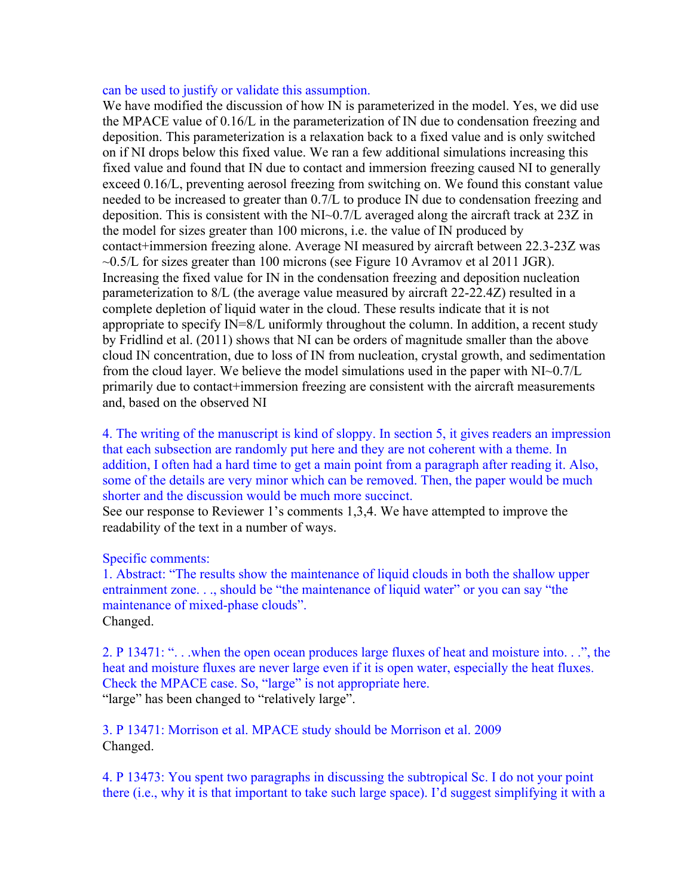can be used to justify or validate this assumption.

We have modified the discussion of how IN is parameterized in the model. Yes, we did use the MPACE value of 0.16/L in the parameterization of IN due to condensation freezing and deposition. This parameterization is a relaxation back to a fixed value and is only switched on if NI drops below this fixed value. We ran a few additional simulations increasing this fixed value and found that IN due to contact and immersion freezing caused NI to generally exceed 0.16/L, preventing aerosol freezing from switching on. We found this constant value needed to be increased to greater than 0.7/L to produce IN due to condensation freezing and deposition. This is consistent with the NI~0.7/L averaged along the aircraft track at 23Z in the model for sizes greater than 100 microns, i.e. the value of IN produced by contact+immersion freezing alone. Average NI measured by aircraft between 22.3-23Z was ~0.5/L for sizes greater than 100 microns (see Figure 10 Avramov et al 2011 JGR). Increasing the fixed value for IN in the condensation freezing and deposition nucleation parameterization to 8/L (the average value measured by aircraft 22-22.4Z) resulted in a complete depletion of liquid water in the cloud. These results indicate that it is not appropriate to specify IN=8/L uniformly throughout the column. In addition, a recent study by Fridlind et al. (2011) shows that NI can be orders of magnitude smaller than the above cloud IN concentration, due to loss of IN from nucleation, crystal growth, and sedimentation from the cloud layer. We believe the model simulations used in the paper with NI~0.7/L primarily due to contact+immersion freezing are consistent with the aircraft measurements and, based on the observed NI

4. The writing of the manuscript is kind of sloppy. In section 5, it gives readers an impression that each subsection are randomly put here and they are not coherent with a theme. In addition, I often had a hard time to get a main point from a paragraph after reading it. Also, some of the details are very minor which can be removed. Then, the paper would be much shorter and the discussion would be much more succinct.

See our response to Reviewer 1's comments 1,3,4. We have attempted to improve the readability of the text in a number of ways.

Specific comments:

1. Abstract: "The results show the maintenance of liquid clouds in both the shallow upper entrainment zone. . ., should be "the maintenance of liquid water" or you can say "the maintenance of mixed-phase clouds".

Changed.

2. P 13471: ". . .when the open ocean produces large fluxes of heat and moisture into. . .", the heat and moisture fluxes are never large even if it is open water, especially the heat fluxes. Check the MPACE case. So, "large" is not appropriate here.

"large" has been changed to "relatively large".

3. P 13471: Morrison et al. MPACE study should be Morrison et al. 2009

Changed.

4. P 13473: You spent two paragraphs in discussing the subtropical Sc. I do not your point there (i.e., why it is that important to take such large space). I'd suggest simplifying it with a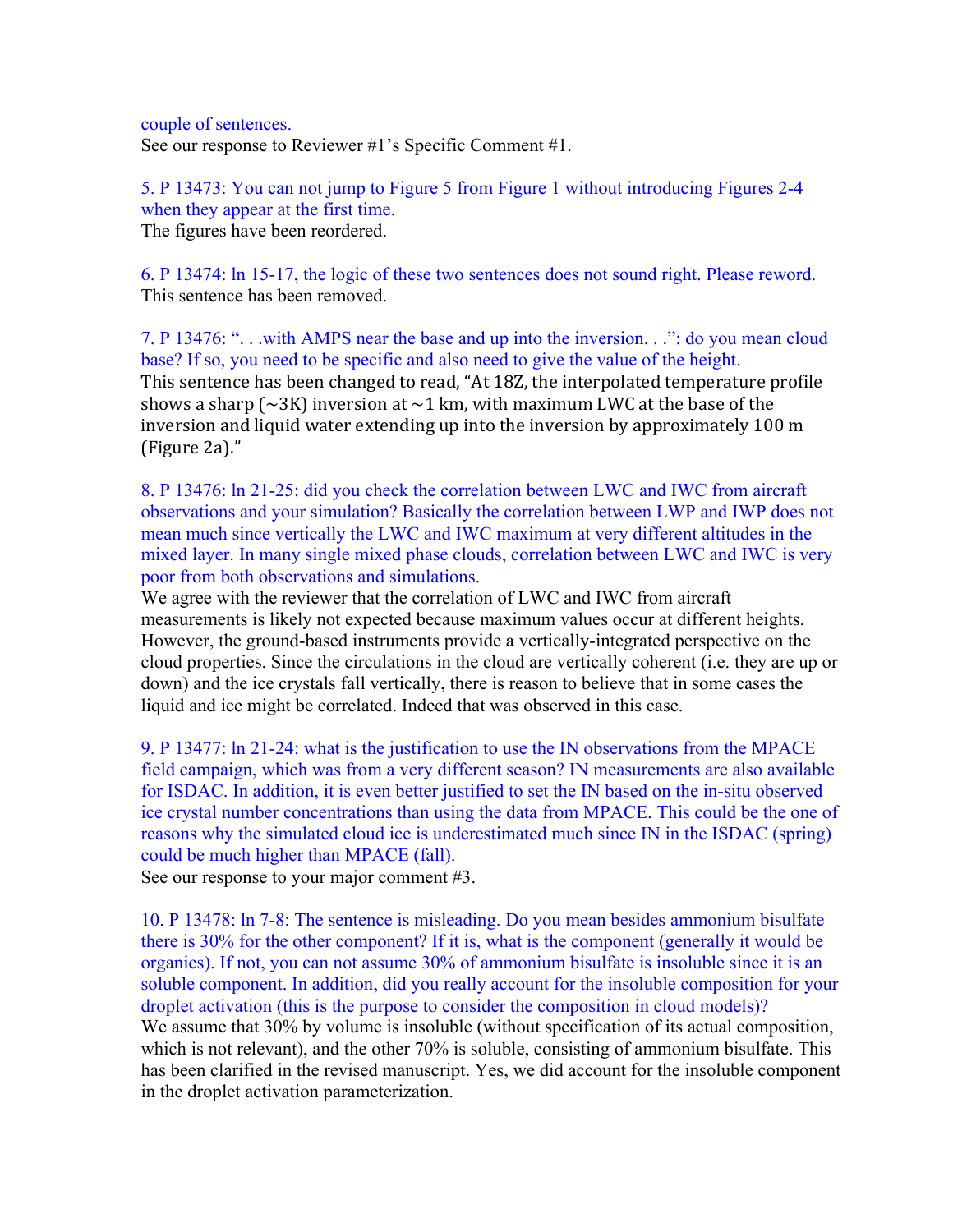couple of sentences.

See our response to Reviewer #1's Specific Comment #1.

5. P 13473: You can not jump to Figure 5 from Figure 1 without introducing Figures 2-4 when they appear at the first time.

The figures have been reordered.

6. P 13474: ln 15-17, the logic of these two sentences does not sound right. Please reword.

This sentence has been removed.

7. P 13476: ". . .with AMPS near the base and up into the inversion. . .": do you mean cloud base? If so, you need to be specific and also need to give the value of the height.

This sentence has been changed to read, "At 18Z, the interpolated temperature profile shows a sharp (~3K) inversion at ~1 km, with maximum LWC at the base of the inversion and liquid water extending up into the inversion by approximately 100 m (Figure 2a)."

8. P 13476: ln 21-25: did you check the correlation between LWC and IWC from aircraft observations and your simulation? Basically the correlation between LWP and IWP does not mean much since vertically the LWC and IWC maximum at very different altitudes in the mixed layer. In many single mixed phase clouds, correlation between LWC and IWC is very poor from both observations and simulations.

We agree with the reviewer that the correlation of LWC and IWC from aircraft measurements is likely not expected because maximum values occur at different heights. However, the ground-based instruments provide a vertically-integrated perspective on the cloud properties. Since the circulations in the cloud are vertically coherent (i.e. they are up or down) and the ice crystals fall vertically, there is reason to believe that in some cases the liquid and ice might be correlated. Indeed that was observed in this case.

9. P 13477: ln 21-24: what is the justification to use the IN observations from the MPACE field campaign, which was from a very different season? IN measurements are also available for ISDAC. In addition, it is even better justified to set the IN based on the in-situ observed ice crystal number concentrations than using the data from MPACE. This could be the one of reasons why the simulated cloud ice is underestimated much since IN in the ISDAC (spring) could be much higher than MPACE (fall).

See our response to your major comment #3.

10. P 13478: ln 7-8: The sentence is misleading. Do you mean besides ammonium bisulfate there is 30% for the other component? If it is, what is the component (generally it would be organics). If not, you can not assume 30% of ammonium bisulfate is insoluble since it is an soluble component. In addition, did you really account for the insoluble composition for your droplet activation (this is the purpose to consider the composition in cloud models)?

We assume that 30% by volume is insoluble (without specification of its actual composition, which is not relevant), and the other 70% is soluble, consisting of ammonium bisulfate. This has been clarified in the revised manuscript. Yes, we did account for the insoluble component in the droplet activation parameterization.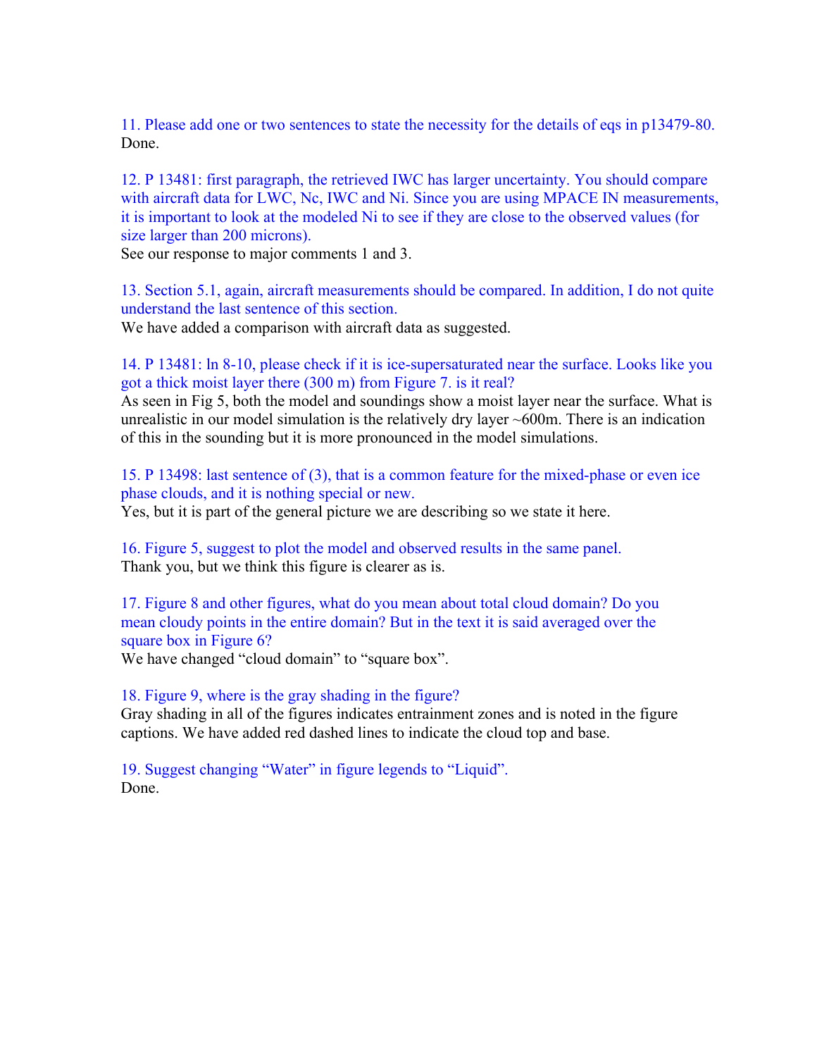11. Please add one or two sentences to state the necessity for the details of eqs in p13479-80.
Done.

12. P 13481: first paragraph, the retrieved IWC has larger uncertainty. You should compare with aircraft data for LWC, Nc, IWC and Ni. Since you are using MPACE IN measurements, it is important to look at the modeled Ni to see if they are close to the observed values (for size larger than 200 microns).
See our response to major comments 1 and 3.

13. Section 5.1, again, aircraft measurements should be compared. In addition, I do not quite understand the last sentence of this section.
We have added a comparison with aircraft data as suggested.

14. P 13481: ln 8-10, please check if it is ice-supersaturated near the surface. Looks like you got a thick moist layer there (300 m) from Figure 7. is it real?
As seen in Fig 5, both the model and soundings show a moist layer near the surface. What is unrealistic in our model simulation is the relatively dry layer ~600m. There is an indication of this in the sounding but it is more pronounced in the model simulations.

15. P 13498: last sentence of (3), that is a common feature for the mixed-phase or even ice phase clouds, and it is nothing special or new.
Yes, but it is part of the general picture we are describing so we state it here.

16. Figure 5, suggest to plot the model and observed results in the same panel.
Thank you, but we think this figure is clearer as is.

17. Figure 8 and other figures, what do you mean about total cloud domain? Do you mean cloudy points in the entire domain? But in the text it is said averaged over the square box in Figure 6?
We have changed “cloud domain” to “square box”.

18. Figure 9, where is the gray shading in the figure?
Gray shading in all of the figures indicates entrainment zones and is noted in the figure captions. We have added red dashed lines to indicate the cloud top and base.

19. Suggest changing “Water” in figure legends to “Liquid”.
Done.